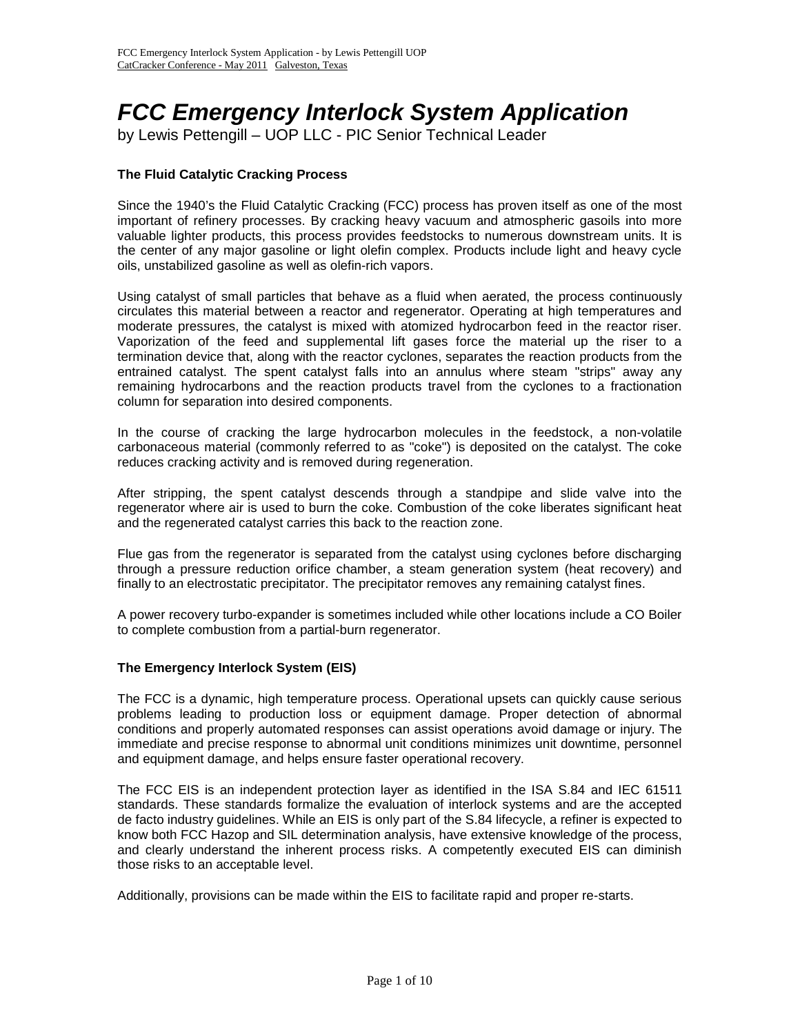# FCC Emergency Interlock System Application

by Lewis Pettengill – UOP LLC - PIC Senior Technical Leader

### The Fluid Catalytic Cracking Process

Since the 1940's the Fluid Catalytic Cracking (FCC) process has proven itself as one of the most important of refinery processes. By cracking heavy vacuum and atmospheric gasoils into more valuable lighter products, this process provides feedstocks to numerous downstream units. It is the center of any major gasoline or light olefin complex. Products include light and heavy cycle oils, unstabilized gasoline as well as olefin-rich vapors.

Using catalyst of small particles that behave as a fluid when aerated, the process continuously circulates this material between a reactor and regenerator. Operating at high temperatures and moderate pressures, the catalyst is mixed with atomized hydrocarbon feed in the reactor riser. Vaporization of the feed and supplemental lift gases force the material up the riser to a termination device that, along with the reactor cyclones, separates the reaction products from the entrained catalyst. The spent catalyst falls into an annulus where steam "strips" away any remaining hydrocarbons and the reaction products travel from the cyclones to a fractionation column for separation into desired components.

In the course of cracking the large hydrocarbon molecules in the feedstock, a non-volatile carbonaceous material (commonly referred to as "coke") is deposited on the catalyst. The coke reduces cracking activity and is removed during regeneration.

After stripping, the spent catalyst descends through a standpipe and slide valve into the regenerator where air is used to burn the coke. Combustion of the coke liberates significant heat and the regenerated catalyst carries this back to the reaction zone.

Flue gas from the regenerator is separated from the catalyst using cyclones before discharging through a pressure reduction orifice chamber, a steam generation system (heat recovery) and finally to an electrostatic precipitator. The precipitator removes any remaining catalyst fines.

A power recovery turbo-expander is sometimes included while other locations include a CO Boiler to complete combustion from a partial-burn regenerator.

### The Emergency Interlock System (EIS)

The FCC is a dynamic, high temperature process. Operational upsets can quickly cause serious problems leading to production loss or equipment damage. Proper detection of abnormal conditions and properly automated responses can assist operations avoid damage or injury. The immediate and precise response to abnormal unit conditions minimizes unit downtime, personnel and equipment damage, and helps ensure faster operational recovery.

The FCC EIS is an independent protection layer as identified in the ISA S.84 and IEC 61511 standards. These standards formalize the evaluation of interlock systems and are the accepted de facto industry guidelines. While an EIS is only part of the S.84 lifecycle, a refiner is expected to know both FCC Hazop and SIL determination analysis, have extensive knowledge of the process, and clearly understand the inherent process risks. A competently executed EIS can diminish those risks to an acceptable level.

Additionally, provisions can be made within the EIS to facilitate rapid and proper re-starts.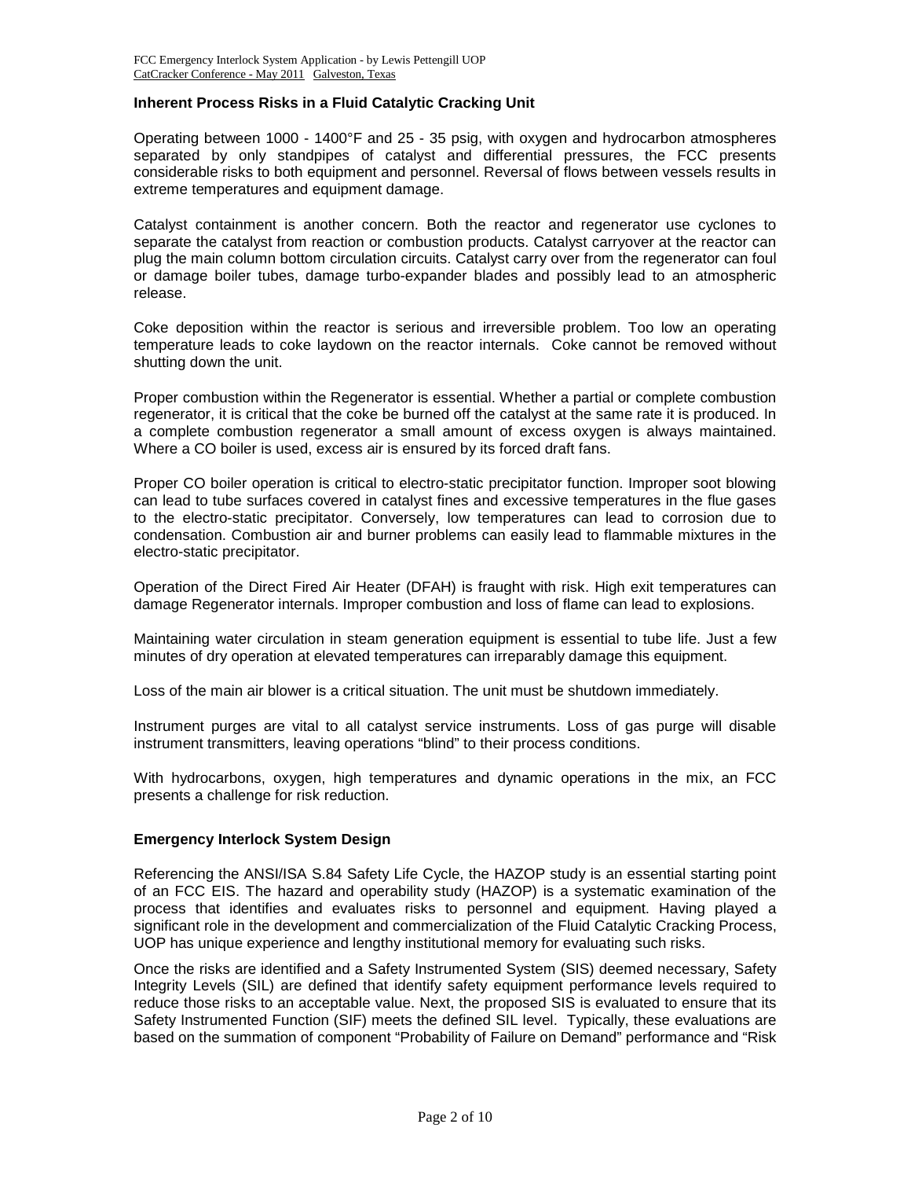### Inherent Process Risks in a Fluid Catalytic Cracking Unit

Operating between 1000 - 1400°F and 25 - 35 psig, with oxygen and hydrocarbon atmospheres separated by only standpipes of catalyst and differential pressures, the FCC presents considerable risks to both equipment and personnel. Reversal of flows between vessels results in extreme temperatures and equipment damage.

Catalyst containment is another concern. Both the reactor and regenerator use cyclones to separate the catalyst from reaction or combustion products. Catalyst carryover at the reactor can plug the main column bottom circulation circuits. Catalyst carry over from the regenerator can foul or damage boiler tubes, damage turbo-expander blades and possibly lead to an atmospheric release.

Coke deposition within the reactor is serious and irreversible problem. Too low an operating temperature leads to coke laydown on the reactor internals. Coke cannot be removed without shutting down the unit.

Proper combustion within the Regenerator is essential. Whether a partial or complete combustion regenerator, it is critical that the coke be burned off the catalyst at the same rate it is produced. In a complete combustion regenerator a small amount of excess oxygen is always maintained. Where a CO boiler is used, excess air is ensured by its forced draft fans.

Proper CO boiler operation is critical to electro-static precipitator function. Improper soot blowing can lead to tube surfaces covered in catalyst fines and excessive temperatures in the flue gases to the electro-static precipitator. Conversely, low temperatures can lead to corrosion due to condensation. Combustion air and burner problems can easily lead to flammable mixtures in the electro-static precipitator.

Operation of the Direct Fired Air Heater (DFAH) is fraught with risk. High exit temperatures can damage Regenerator internals. Improper combustion and loss of flame can lead to explosions.

Maintaining water circulation in steam generation equipment is essential to tube life. Just a few minutes of dry operation at elevated temperatures can irreparably damage this equipment.

Loss of the main air blower is a critical situation. The unit must be shutdown immediately.

Instrument purges are vital to all catalyst service instruments. Loss of gas purge will disable instrument transmitters, leaving operations "blind" to their process conditions.

With hydrocarbons, oxygen, high temperatures and dynamic operations in the mix, an FCC presents a challenge for risk reduction.

### Emergency Interlock System Design

Referencing the ANSI/ISA S.84 Safety Life Cycle, the HAZOP study is an essential starting point of an FCC EIS. The hazard and operability study (HAZOP) is a systematic examination of the process that identifies and evaluates risks to personnel and equipment. Having played a significant role in the development and commercialization of the Fluid Catalytic Cracking Process, UOP has unique experience and lengthy institutional memory for evaluating such risks.

Once the risks are identified and a Safety Instrumented System (SIS) deemed necessary, Safety Integrity Levels (SIL) are defined that identify safety equipment performance levels required to reduce those risks to an acceptable value. Next, the proposed SIS is evaluated to ensure that its Safety Instrumented Function (SIF) meets the defined SIL level. Typically, these evaluations are based on the summation of component "Probability of Failure on Demand" performance and "Risk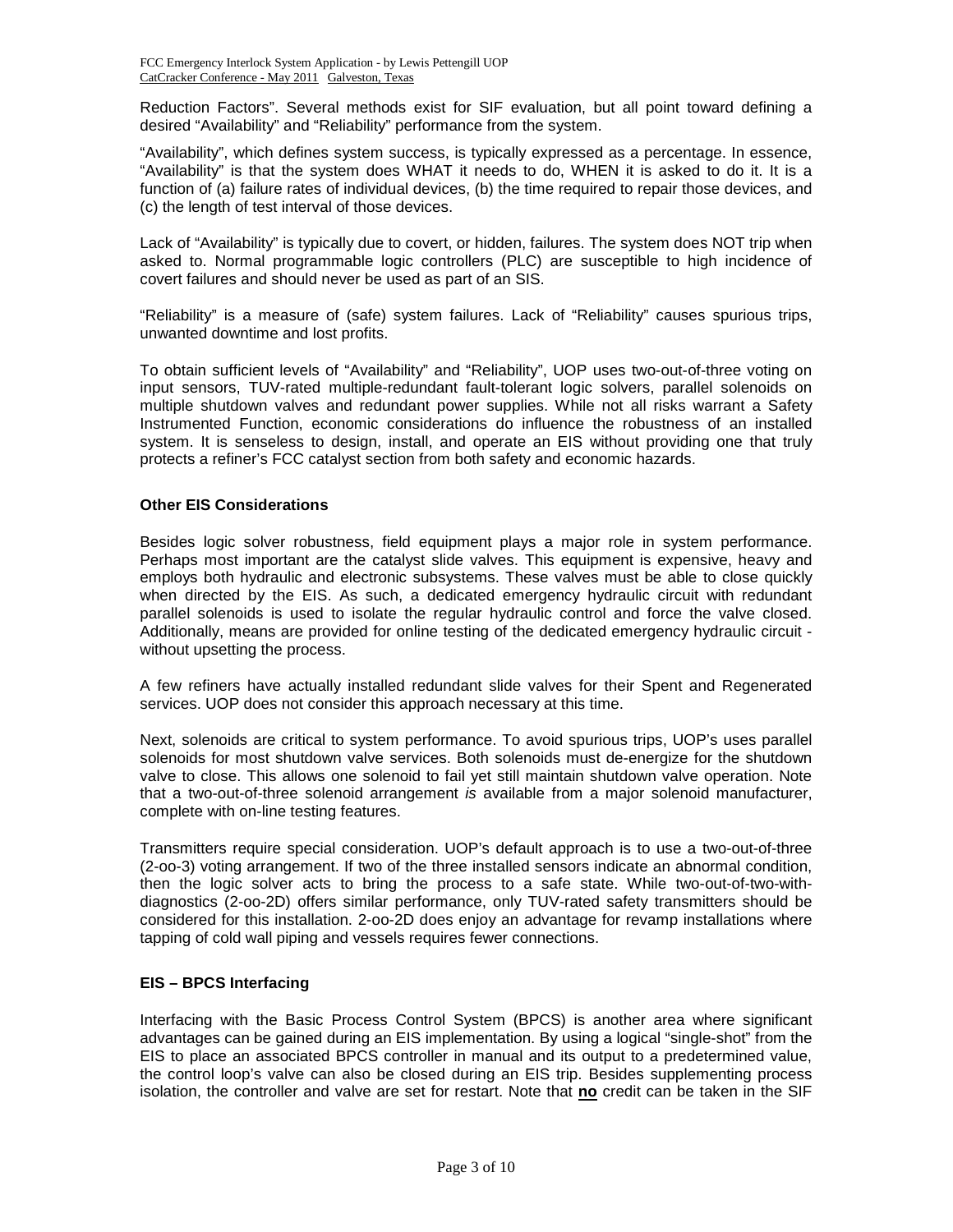Reduction Factors". Several methods exist for SIF evaluation, but all point toward defining a desired "Availability" and "Reliability" performance from the system.

"Availability", which defines system success, is typically expressed as a percentage. In essence, "Availability" is that the system does WHAT it needs to do, WHEN it is asked to do it. It is a function of (a) failure rates of individual devices, (b) the time required to repair those devices, and (c) the length of test interval of those devices.

Lack of "Availability" is typically due to covert, or hidden, failures. The system does NOT trip when asked to. Normal programmable logic controllers (PLC) are susceptible to high incidence of covert failures and should never be used as part of an SIS.

"Reliability" is a measure of (safe) system failures. Lack of "Reliability" causes spurious trips, unwanted downtime and lost profits.

To obtain sufficient levels of "Availability" and "Reliability", UOP uses two-out-of-three voting on input sensors, TUV-rated multiple-redundant fault-tolerant logic solvers, parallel solenoids on multiple shutdown valves and redundant power supplies. While not all risks warrant a Safety Instrumented Function, economic considerations do influence the robustness of an installed system. It is senseless to design, install, and operate an EIS without providing one that truly protects a refiner's FCC catalyst section from both safety and economic hazards.

### Other EIS Considerations

Besides logic solver robustness, field equipment plays a major role in system performance. Perhaps most important are the catalyst slide valves. This equipment is expensive, heavy and employs both hydraulic and electronic subsystems. These valves must be able to close quickly when directed by the EIS. As such, a dedicated emergency hydraulic circuit with redundant parallel solenoids is used to isolate the regular hydraulic control and force the valve closed. Additionally, means are provided for online testing of the dedicated emergency hydraulic circuit - without upsetting the process.

A few refiners have actually installed redundant slide valves for their Spent and Regenerated services. UOP does not consider this approach necessary at this time.

Next, solenoids are critical to system performance. To avoid spurious trips, UOP's uses parallel solenoids for most shutdown valve services. Both solenoids must de-energize for the shutdown valve to close. This allows one solenoid to fail yet still maintain shutdown valve operation. Note that a two-out-of-three solenoid arrangement *is* available from a major solenoid manufacturer, complete with on-line testing features.

Transmitters require special consideration. UOP's default approach is to use a two-out-of-three (2-oo-3) voting arrangement. If two of the three installed sensors indicate an abnormal condition, then the logic solver acts to bring the process to a safe state. While two-out-of-two-with-diagnostics (2-oo-2D) offers similar performance, only TUV-rated safety transmitters should be considered for this installation. 2-oo-2D does enjoy an advantage for revamp installations where tapping of cold wall piping and vessels requires fewer connections.

### EIS – BPCS Interfacing

Interfacing with the Basic Process Control System (BPCS) is another area where significant advantages can be gained during an EIS implementation. By using a logical "single-shot" from the EIS to place an associated BPCS controller in manual and its output to a predetermined value, the control loop's valve can also be closed during an EIS trip. Besides supplementing process isolation, the controller and valve are set for restart. Note that **no** credit can be taken in the SIF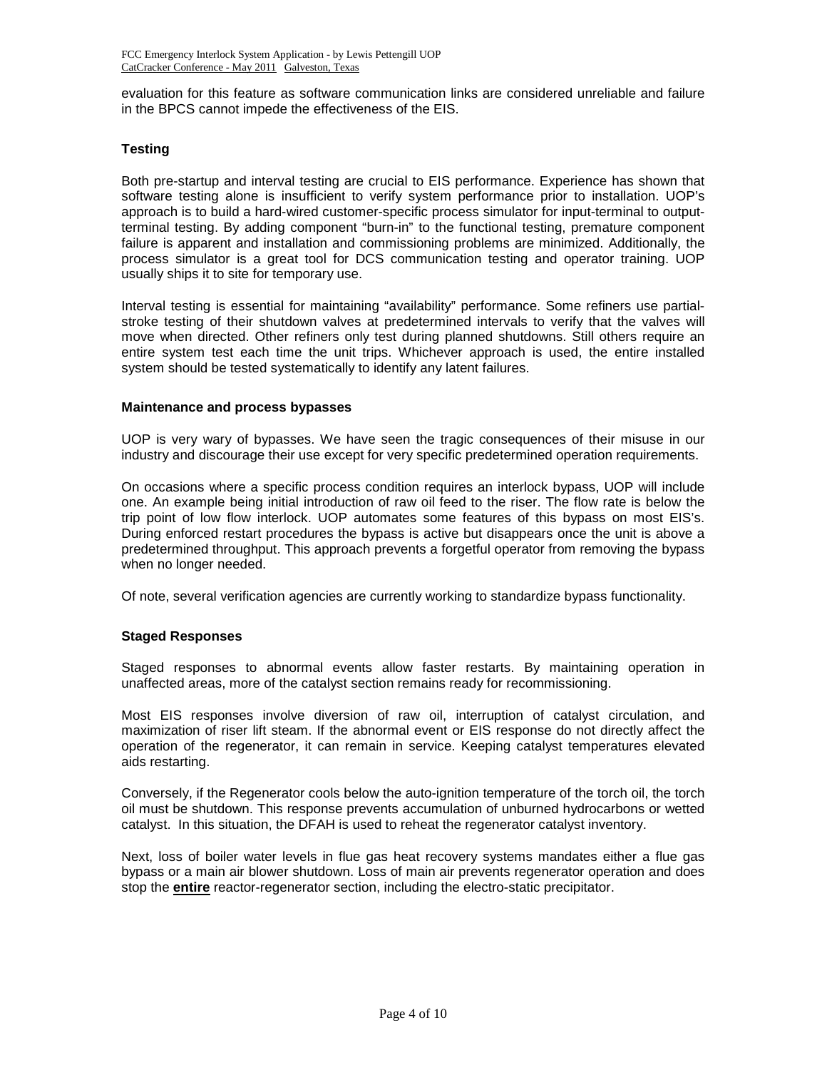evaluation for this feature as software communication links are considered unreliable and failure in the BPCS cannot impede the effectiveness of the EIS.

### Testing

Both pre-startup and interval testing are crucial to EIS performance. Experience has shown that software testing alone is insufficient to verify system performance prior to installation. UOP's approach is to build a hard-wired customer-specific process simulator for input-terminal to output-terminal testing. By adding component "burn-in" to the functional testing, premature component failure is apparent and installation and commissioning problems are minimized. Additionally, the process simulator is a great tool for DCS communication testing and operator training. UOP usually ships it to site for temporary use.

Interval testing is essential for maintaining "availability" performance. Some refiners use partial-stroke testing of their shutdown valves at predetermined intervals to verify that the valves will move when directed. Other refiners only test during planned shutdowns. Still others require an entire system test each time the unit trips. Whichever approach is used, the entire installed system should be tested systematically to identify any latent failures.

### Maintenance and process bypasses

UOP is very wary of bypasses. We have seen the tragic consequences of their misuse in our industry and discourage their use except for very specific predetermined operation requirements.

On occasions where a specific process condition requires an interlock bypass, UOP will include one. An example being initial introduction of raw oil feed to the riser. The flow rate is below the trip point of low flow interlock. UOP automates some features of this bypass on most EIS's. During enforced restart procedures the bypass is active but disappears once the unit is above a predetermined throughput. This approach prevents a forgetful operator from removing the bypass when no longer needed.

Of note, several verification agencies are currently working to standardize bypass functionality.

### Staged Responses

Staged responses to abnormal events allow faster restarts. By maintaining operation in unaffected areas, more of the catalyst section remains ready for recommissioning.

Most EIS responses involve diversion of raw oil, interruption of catalyst circulation, and maximization of riser lift steam. If the abnormal event or EIS response do not directly affect the operation of the regenerator, it can remain in service. Keeping catalyst temperatures elevated aids restarting.

Conversely, if the Regenerator cools below the auto-ignition temperature of the torch oil, the torch oil must be shutdown. This response prevents accumulation of unburned hydrocarbons or wetted catalyst. In this situation, the DFAH is used to reheat the regenerator catalyst inventory.

Next, loss of boiler water levels in flue gas heat recovery systems mandates either a flue gas bypass or a main air blower shutdown. Loss of main air prevents regenerator operation and does stop the **entire** reactor-regenerator section, including the electro-static precipitator.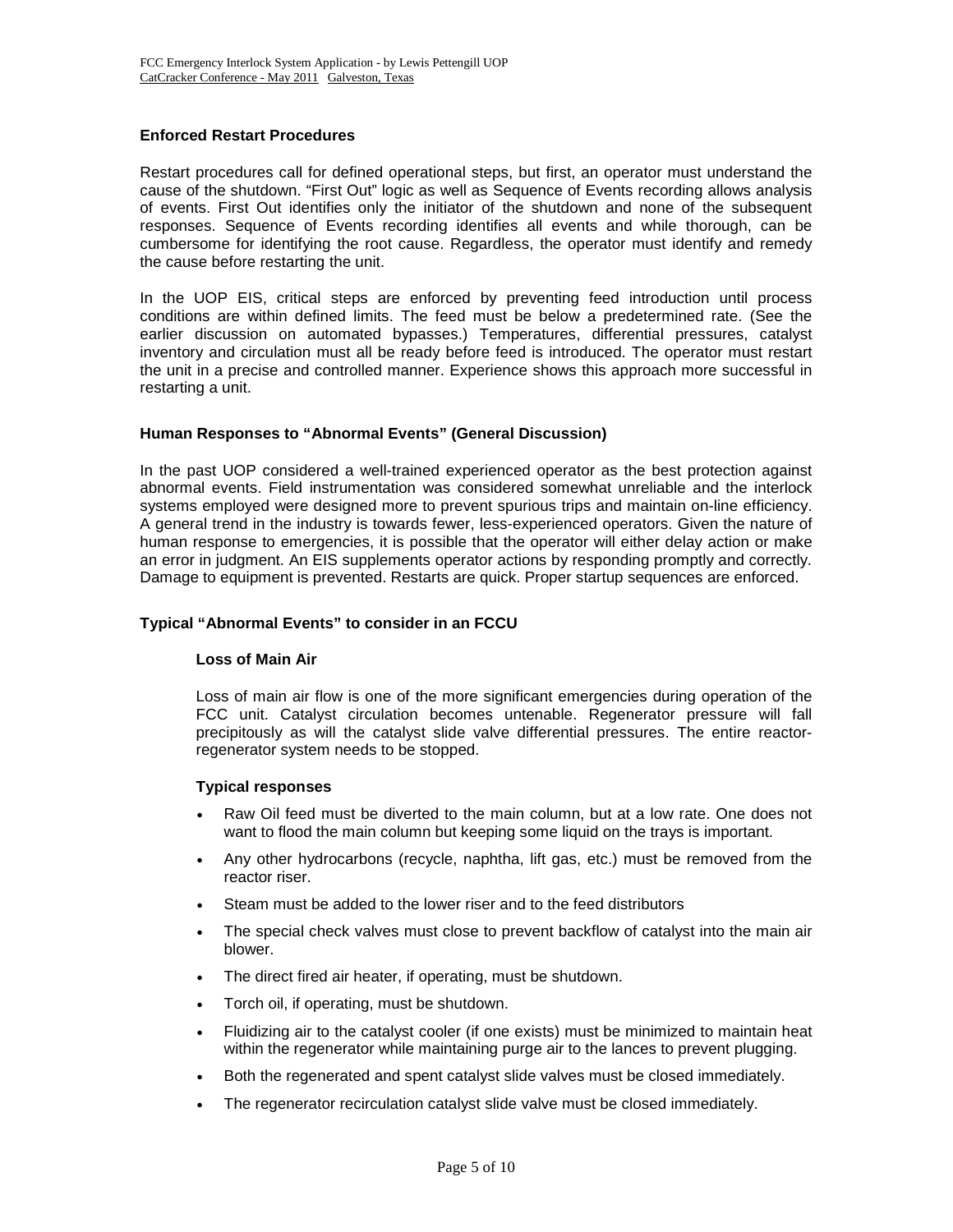### Enforced Restart Procedures

Restart procedures call for defined operational steps, but first, an operator must understand the cause of the shutdown. "First Out" logic as well as Sequence of Events recording allows analysis of events. First Out identifies only the initiator of the shutdown and none of the subsequent responses. Sequence of Events recording identifies all events and while thorough, can be cumbersome for identifying the root cause. Regardless, the operator must identify and remedy the cause before restarting the unit.

In the UOP EIS, critical steps are enforced by preventing feed introduction until process conditions are within defined limits. The feed must be below a predetermined rate. (See the earlier discussion on automated bypasses.) Temperatures, differential pressures, catalyst inventory and circulation must all be ready before feed is introduced. The operator must restart the unit in a precise and controlled manner. Experience shows this approach more successful in restarting a unit.

### Human Responses to "Abnormal Events" (General Discussion)

In the past UOP considered a well-trained experienced operator as the best protection against abnormal events. Field instrumentation was considered somewhat unreliable and the interlock systems employed were designed more to prevent spurious trips and maintain on-line efficiency. A general trend in the industry is towards fewer, less-experienced operators. Given the nature of human response to emergencies, it is possible that the operator will either delay action or make an error in judgment. An EIS supplements operator actions by responding promptly and correctly. Damage to equipment is prevented. Restarts are quick. Proper startup sequences are enforced.

### Typical "Abnormal Events" to consider in an FCCU

#### Loss of Main Air

Loss of main air flow is one of the more significant emergencies during operation of the FCC unit. Catalyst circulation becomes untenable. Regenerator pressure will fall precipitously as will the catalyst slide valve differential pressures. The entire reactor-regenerator system needs to be stopped.

#### Typical responses

- Raw Oil feed must be diverted to the main column, but at a low rate. One does not want to flood the main column but keeping some liquid on the trays is important.
- Any other hydrocarbons (recycle, naphtha, lift gas, etc.) must be removed from the reactor riser.
- Steam must be added to the lower riser and to the feed distributors
- The special check valves must close to prevent backflow of catalyst into the main air blower.
- The direct fired air heater, if operating, must be shutdown.
- Torch oil, if operating, must be shutdown.
- Fluidizing air to the catalyst cooler (if one exists) must be minimized to maintain heat within the regenerator while maintaining purge air to the lances to prevent plugging.
- Both the regenerated and spent catalyst slide valves must be closed immediately.
- The regenerator recirculation catalyst slide valve must be closed immediately.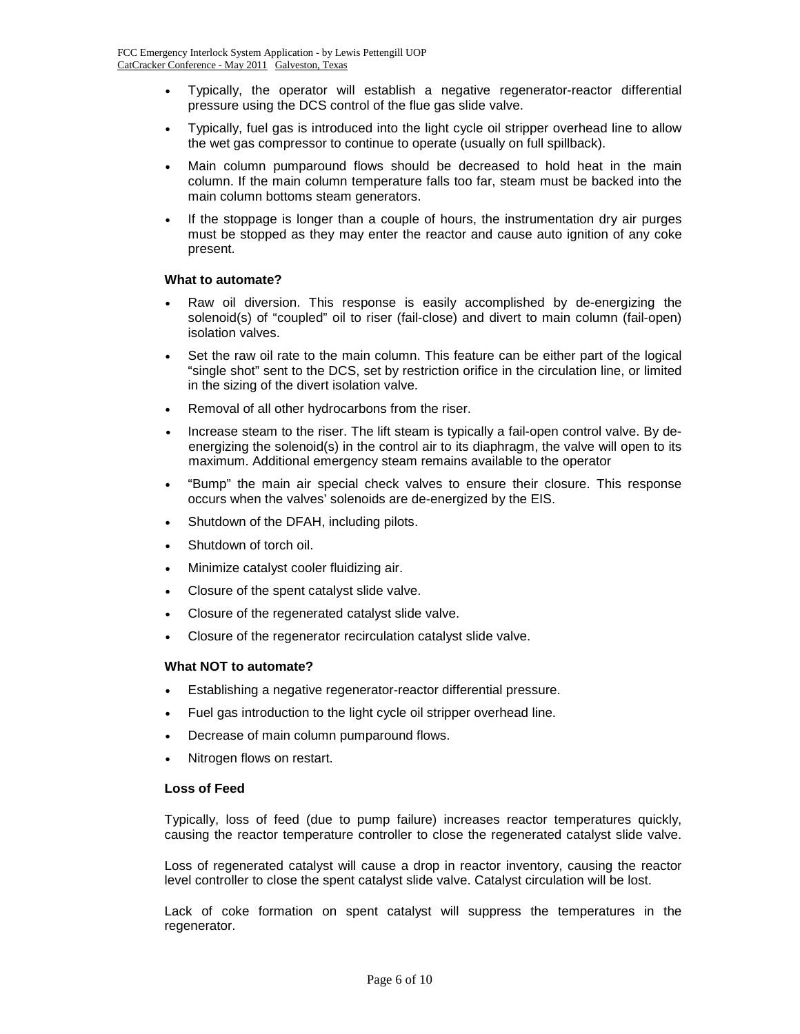- Typically, the operator will establish a negative regenerator-reactor differential pressure using the DCS control of the flue gas slide valve.
- Typically, fuel gas is introduced into the light cycle oil stripper overhead line to allow the wet gas compressor to continue to operate (usually on full spillback).
- Main column pumparound flows should be decreased to hold heat in the main column. If the main column temperature falls too far, steam must be backed into the main column bottoms steam generators.
- If the stoppage is longer than a couple of hours, the instrumentation dry air purges must be stopped as they may enter the reactor and cause auto ignition of any coke present.

**What to automate?**

- Raw oil diversion. This response is easily accomplished by de-energizing the solenoid(s) of "coupled" oil to riser (fail-close) and divert to main column (fail-open) isolation valves.
- Set the raw oil rate to the main column. This feature can be either part of the logical "single shot" sent to the DCS, set by restriction orifice in the circulation line, or limited in the sizing of the divert isolation valve.
- Removal of all other hydrocarbons from the riser.
- Increase steam to the riser. The lift steam is typically a fail-open control valve. By de-energizing the solenoid(s) in the control air to its diaphragm, the valve will open to its maximum. Additional emergency steam remains available to the operator
- "Bump" the main air special check valves to ensure their closure. This response occurs when the valves' solenoids are de-energized by the EIS.
- Shutdown of the DFAH, including pilots.
- Shutdown of torch oil.
- Minimize catalyst cooler fluidizing air.
- Closure of the spent catalyst slide valve.
- Closure of the regenerated catalyst slide valve.
- Closure of the regenerator recirculation catalyst slide valve.

**What NOT to automate?**

- Establishing a negative regenerator-reactor differential pressure.
- Fuel gas introduction to the light cycle oil stripper overhead line.
- Decrease of main column pumparound flows.
- Nitrogen flows on restart.

**Loss of Feed**

Typically, loss of feed (due to pump failure) increases reactor temperatures quickly, causing the reactor temperature controller to close the regenerated catalyst slide valve.

Loss of regenerated catalyst will cause a drop in reactor inventory, causing the reactor level controller to close the spent catalyst slide valve. Catalyst circulation will be lost.

Lack of coke formation on spent catalyst will suppress the temperatures in the regenerator.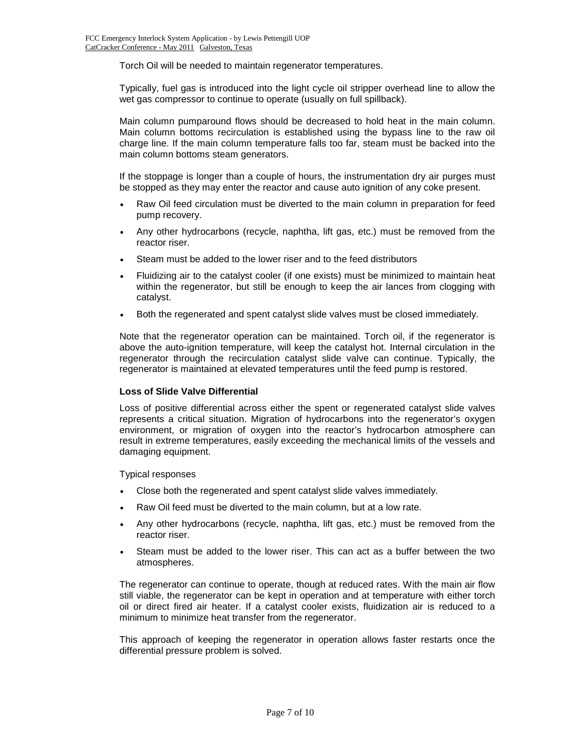Torch Oil will be needed to maintain regenerator temperatures.

Typically, fuel gas is introduced into the light cycle oil stripper overhead line to allow the wet gas compressor to continue to operate (usually on full spillback).

Main column pumparound flows should be decreased to hold heat in the main column. Main column bottoms recirculation is established using the bypass line to the raw oil charge line. If the main column temperature falls too far, steam must be backed into the main column bottoms steam generators.

If the stoppage is longer than a couple of hours, the instrumentation dry air purges must be stopped as they may enter the reactor and cause auto ignition of any coke present.

- Raw Oil feed circulation must be diverted to the main column in preparation for feed pump recovery.
- Any other hydrocarbons (recycle, naphtha, lift gas, etc.) must be removed from the reactor riser.
- Steam must be added to the lower riser and to the feed distributors
- Fluidizing air to the catalyst cooler (if one exists) must be minimized to maintain heat within the regenerator, but still be enough to keep the air lances from clogging with catalyst.
- Both the regenerated and spent catalyst slide valves must be closed immediately.

Note that the regenerator operation can be maintained. Torch oil, if the regenerator is above the auto-ignition temperature, will keep the catalyst hot. Internal circulation in the regenerator through the recirculation catalyst slide valve can continue. Typically, the regenerator is maintained at elevated temperatures until the feed pump is restored.

**Loss of Slide Valve Differential**

Loss of positive differential across either the spent or regenerated catalyst slide valves represents a critical situation. Migration of hydrocarbons into the regenerator's oxygen environment, or migration of oxygen into the reactor's hydrocarbon atmosphere can result in extreme temperatures, easily exceeding the mechanical limits of the vessels and damaging equipment.

Typical responses

- Close both the regenerated and spent catalyst slide valves immediately.
- Raw Oil feed must be diverted to the main column, but at a low rate.
- Any other hydrocarbons (recycle, naphtha, lift gas, etc.) must be removed from the reactor riser.
- Steam must be added to the lower riser. This can act as a buffer between the two atmospheres.

The regenerator can continue to operate, though at reduced rates. With the main air flow still viable, the regenerator can be kept in operation and at temperature with either torch oil or direct fired air heater. If a catalyst cooler exists, fluidization air is reduced to a minimum to minimize heat transfer from the regenerator.

This approach of keeping the regenerator in operation allows faster restarts once the differential pressure problem is solved.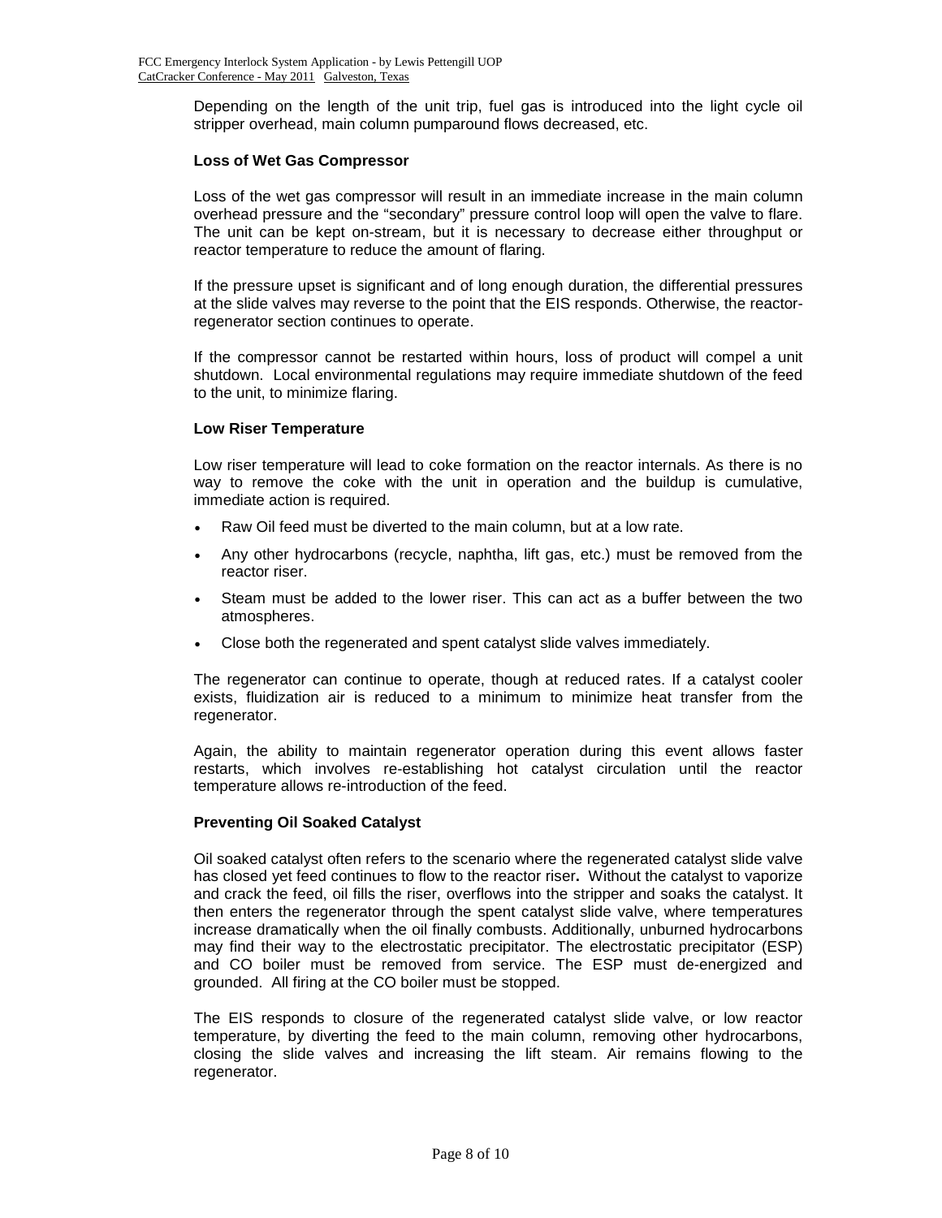Depending on the length of the unit trip, fuel gas is introduced into the light cycle oil stripper overhead, main column pumparound flows decreased, etc.

### Loss of Wet Gas Compressor

Loss of the wet gas compressor will result in an immediate increase in the main column overhead pressure and the “secondary” pressure control loop will open the valve to flare. The unit can be kept on-stream, but it is necessary to decrease either throughput or reactor temperature to reduce the amount of flaring.

If the pressure upset is significant and of long enough duration, the differential pressures at the slide valves may reverse to the point that the EIS responds. Otherwise, the reactor-regenerator section continues to operate.

If the compressor cannot be restarted within hours, loss of product will compel a unit shutdown. Local environmental regulations may require immediate shutdown of the feed to the unit, to minimize flaring.

### Low Riser Temperature

Low riser temperature will lead to coke formation on the reactor internals. As there is no way to remove the coke with the unit in operation and the buildup is cumulative, immediate action is required.

- Raw Oil feed must be diverted to the main column, but at a low rate.
- Any other hydrocarbons (recycle, naphtha, lift gas, etc.) must be removed from the reactor riser.
- Steam must be added to the lower riser. This can act as a buffer between the two atmospheres.
- Close both the regenerated and spent catalyst slide valves immediately.

The regenerator can continue to operate, though at reduced rates. If a catalyst cooler exists, fluidization air is reduced to a minimum to minimize heat transfer from the regenerator.

Again, the ability to maintain regenerator operation during this event allows faster restarts, which involves re-establishing hot catalyst circulation until the reactor temperature allows re-introduction of the feed.

### Preventing Oil Soaked Catalyst

Oil soaked catalyst often refers to the scenario where the regenerated catalyst slide valve has closed yet feed continues to flow to the reactor riser**.** Without the catalyst to vaporize and crack the feed, oil fills the riser, overflows into the stripper and soaks the catalyst. It then enters the regenerator through the spent catalyst slide valve, where temperatures increase dramatically when the oil finally combusts. Additionally, unburned hydrocarbons may find their way to the electrostatic precipitator. The electrostatic precipitator (ESP) and CO boiler must be removed from service. The ESP must de-energized and grounded. All firing at the CO boiler must be stopped.

The EIS responds to closure of the regenerated catalyst slide valve, or low reactor temperature, by diverting the feed to the main column, removing other hydrocarbons, closing the slide valves and increasing the lift steam. Air remains flowing to the regenerator.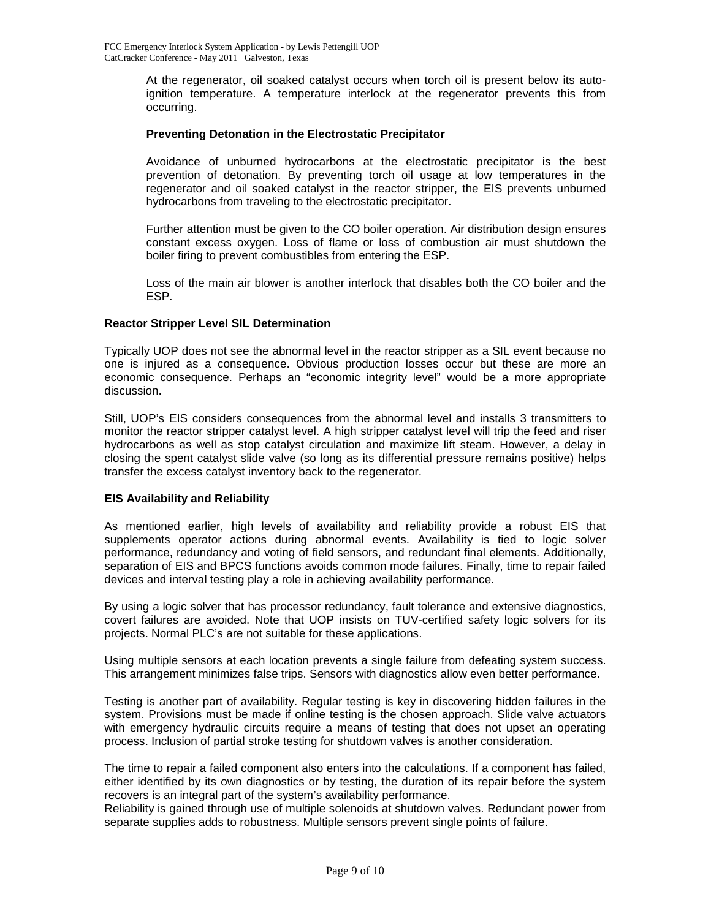At the regenerator, oil soaked catalyst occurs when torch oil is present below its auto-ignition temperature. A temperature interlock at the regenerator prevents this from occurring.

**Preventing Detonation in the Electrostatic Precipitator**

Avoidance of unburned hydrocarbons at the electrostatic precipitator is the best prevention of detonation. By preventing torch oil usage at low temperatures in the regenerator and oil soaked catalyst in the reactor stripper, the EIS prevents unburned hydrocarbons from traveling to the electrostatic precipitator.

Further attention must be given to the CO boiler operation. Air distribution design ensures constant excess oxygen. Loss of flame or loss of combustion air must shutdown the boiler firing to prevent combustibles from entering the ESP.

Loss of the main air blower is another interlock that disables both the CO boiler and the ESP.

**Reactor Stripper Level SIL Determination**

Typically UOP does not see the abnormal level in the reactor stripper as a SIL event because no one is injured as a consequence. Obvious production losses occur but these are more an economic consequence. Perhaps an "economic integrity level" would be a more appropriate discussion.

Still, UOP's EIS considers consequences from the abnormal level and installs 3 transmitters to monitor the reactor stripper catalyst level. A high stripper catalyst level will trip the feed and riser hydrocarbons as well as stop catalyst circulation and maximize lift steam. However, a delay in closing the spent catalyst slide valve (so long as its differential pressure remains positive) helps transfer the excess catalyst inventory back to the regenerator.

**EIS Availability and Reliability**

As mentioned earlier, high levels of availability and reliability provide a robust EIS that supplements operator actions during abnormal events. Availability is tied to logic solver performance, redundancy and voting of field sensors, and redundant final elements. Additionally, separation of EIS and BPCS functions avoids common mode failures. Finally, time to repair failed devices and interval testing play a role in achieving availability performance.

By using a logic solver that has processor redundancy, fault tolerance and extensive diagnostics, covert failures are avoided. Note that UOP insists on TUV-certified safety logic solvers for its projects. Normal PLC's are not suitable for these applications.

Using multiple sensors at each location prevents a single failure from defeating system success. This arrangement minimizes false trips. Sensors with diagnostics allow even better performance.

Testing is another part of availability. Regular testing is key in discovering hidden failures in the system. Provisions must be made if online testing is the chosen approach. Slide valve actuators with emergency hydraulic circuits require a means of testing that does not upset an operating process. Inclusion of partial stroke testing for shutdown valves is another consideration.

The time to repair a failed component also enters into the calculations. If a component has failed, either identified by its own diagnostics or by testing, the duration of its repair before the system recovers is an integral part of the system's availability performance.

Reliability is gained through use of multiple solenoids at shutdown valves. Redundant power from separate supplies adds to robustness. Multiple sensors prevent single points of failure.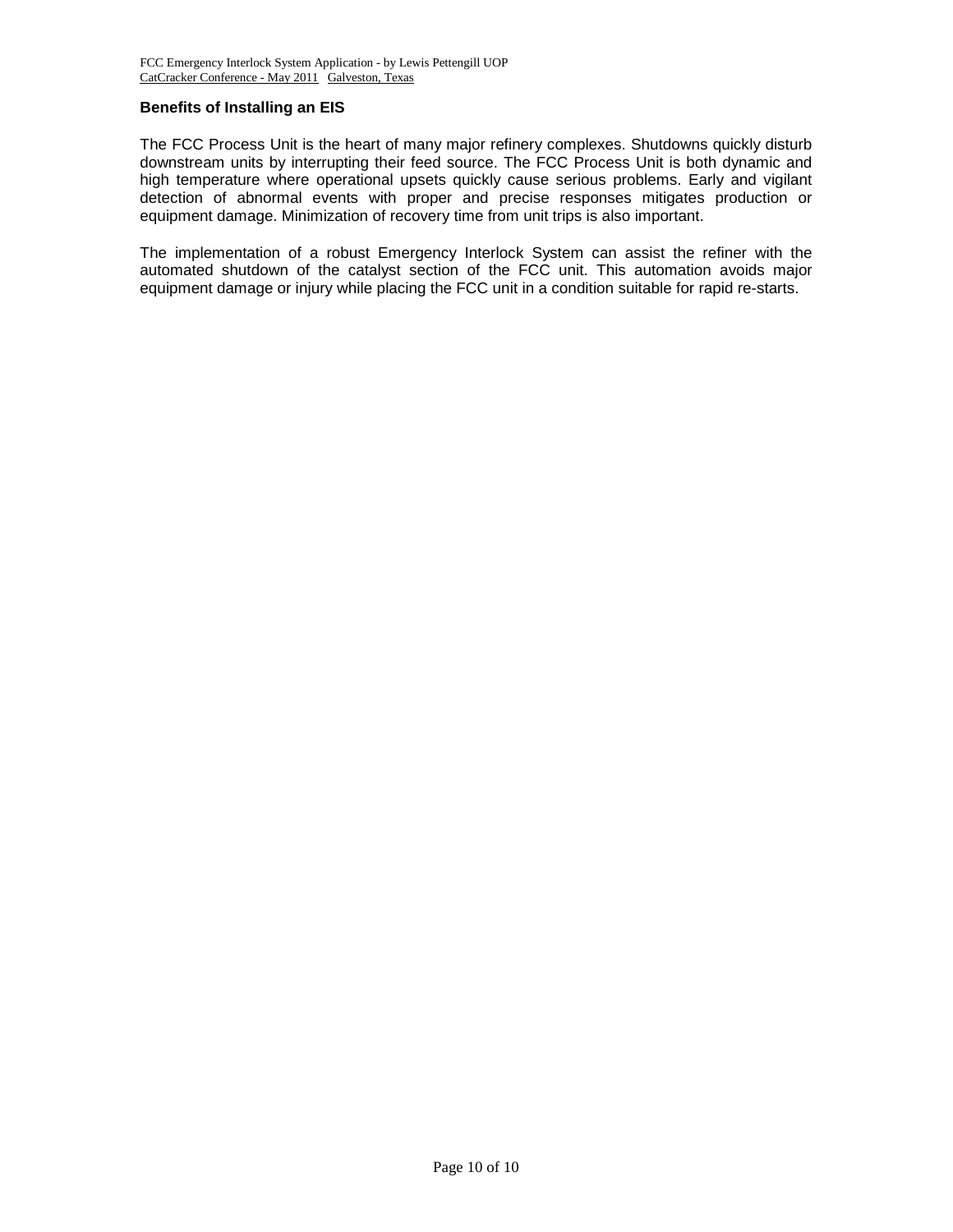## Benefits of Installing an EIS

The FCC Process Unit is the heart of many major refinery complexes. Shutdowns quickly disturb downstream units by interrupting their feed source. The FCC Process Unit is both dynamic and high temperature where operational upsets quickly cause serious problems. Early and vigilant detection of abnormal events with proper and precise responses mitigates production or equipment damage. Minimization of recovery time from unit trips is also important.

The implementation of a robust Emergency Interlock System can assist the refiner with the automated shutdown of the catalyst section of the FCC unit. This automation avoids major equipment damage or injury while placing the FCC unit in a condition suitable for rapid re-starts.